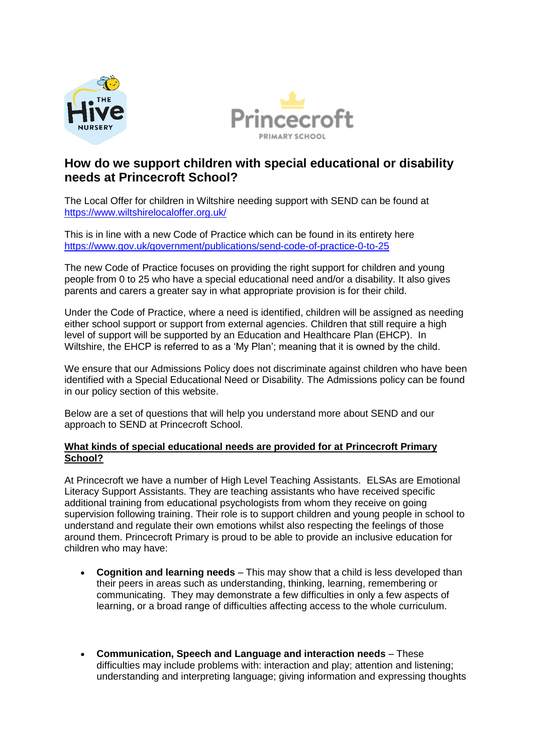# How do we support children with special educational or disability needs at Princecroft School?

The Local Offer for children in Wiltshire needing support with SEND can be found at https://www.wiltshirelocaloffer.org.uk/

This is in line with a new Code of Practice which can be found in its entirety here https://www.gov.uk/government/publications/send-code-of-practice-0-to-25

The new Code of Practice focuses on providing the right support for children and young people from 0 to 25 who have a special educational need and/or a disability. It also gives parents and carers a greater say in what appropriate provision is for their child.

Under the Code of Practice, where a need is identified, children will be assigned as needing either school support or support from external agencies. Children that still require a high level of support will be supported by an Education and Healthcare Plan (EHCP). In Wiltshire, the EHCP is referred to as a 'My Plan'; meaning that it is owned by the child.

We ensure that our Admissions Policy does not discriminate against children who have been identified with a Special Educational Need or Disability. The Admissions policy can be found in our policy section of this website.

Below are a set of questions that will help you understand more about SEND and our approach to SEND at Princecroft School.

## What kinds of special educational needs are provided for at Princecroft Primary School?

At Princecroft we have a number of High Level Teaching Assistants. ELSAs are Emotional Literacy Support Assistants. They are teaching assistants who have received specific additional training from educational psychologists from whom they receive on going supervision following training. Their role is to support children and young people in school to understand and regulate their own emotions whilst also respecting the feelings of those around them. Princecroft Primary is proud to be able to provide an inclusive education for children who may have:

- **Cognition and learning needs** – This may show that a child is less developed than their peers in areas such as understanding, thinking, learning, remembering or communicating. They may demonstrate a few difficulties in only a few aspects of learning, or a broad range of difficulties affecting access to the whole curriculum.

- **Communication, Speech and Language and interaction needs** – These difficulties may include problems with: interaction and play; attention and listening; understanding and interpreting language; giving information and expressing thoughts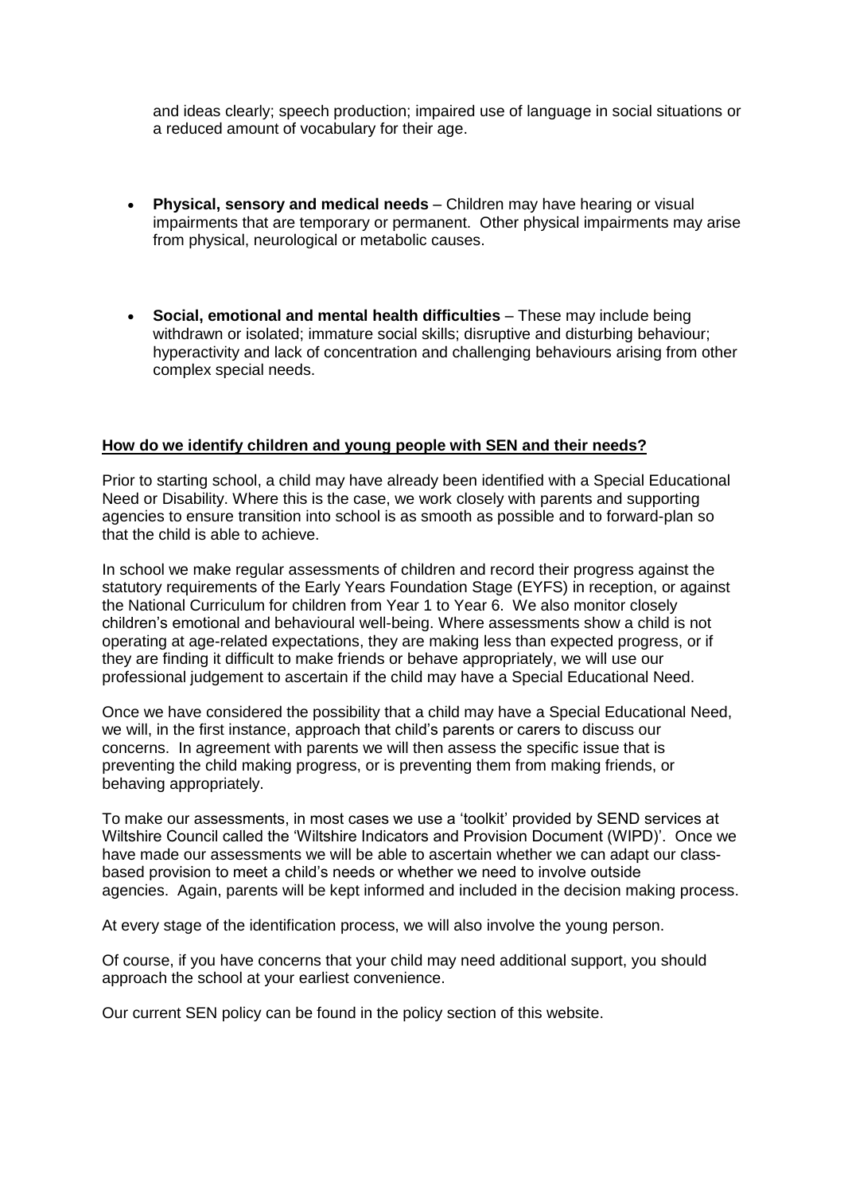and ideas clearly; speech production; impaired use of language in social situations or a reduced amount of vocabulary for their age.

- **Physical, sensory and medical needs** – Children may have hearing or visual impairments that are temporary or permanent. Other physical impairments may arise from physical, neurological or metabolic causes.

- **Social, emotional and mental health difficulties** – These may include being withdrawn or isolated; immature social skills; disruptive and disturbing behaviour; hyperactivity and lack of concentration and challenging behaviours arising from other complex special needs.

**How do we identify children and young people with SEN and their needs?**

Prior to starting school, a child may have already been identified with a Special Educational Need or Disability. Where this is the case, we work closely with parents and supporting agencies to ensure transition into school is as smooth as possible and to forward-plan so that the child is able to achieve.

In school we make regular assessments of children and record their progress against the statutory requirements of the Early Years Foundation Stage (EYFS) in reception, or against the National Curriculum for children from Year 1 to Year 6. We also monitor closely children's emotional and behavioural well-being. Where assessments show a child is not operating at age-related expectations, they are making less than expected progress, or if they are finding it difficult to make friends or behave appropriately, we will use our professional judgement to ascertain if the child may have a Special Educational Need.

Once we have considered the possibility that a child may have a Special Educational Need, we will, in the first instance, approach that child's parents or carers to discuss our concerns. In agreement with parents we will then assess the specific issue that is preventing the child making progress, or is preventing them from making friends, or behaving appropriately.

To make our assessments, in most cases we use a 'toolkit' provided by SEND services at Wiltshire Council called the 'Wiltshire Indicators and Provision Document (WIPD)'. Once we have made our assessments we will be able to ascertain whether we can adapt our class-based provision to meet a child's needs or whether we need to involve outside agencies. Again, parents will be kept informed and included in the decision making process.

At every stage of the identification process, we will also involve the young person.

Of course, if you have concerns that your child may need additional support, you should approach the school at your earliest convenience.

Our current SEN policy can be found in the policy section of this website.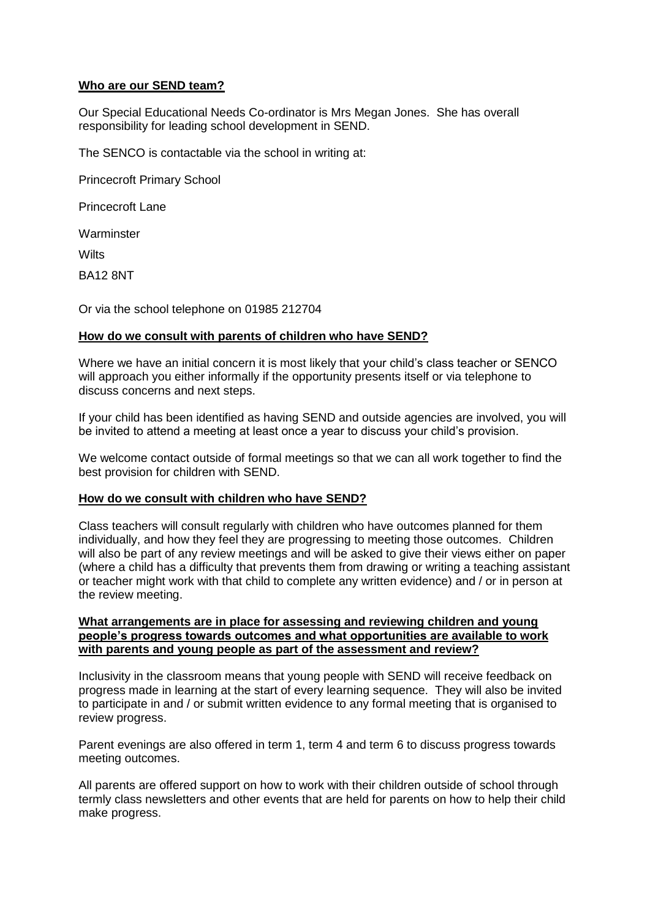## **Who are our SEND team?**

Our Special Educational Needs Co-ordinator is Mrs Megan Jones. She has overall responsibility for leading school development in SEND.

The SENCO is contactable via the school in writing at:

Princecroft Primary School

Princecroft Lane

Warminster

Wilts

BA12 8NT

Or via the school telephone on 01985 212704

## **How do we consult with parents of children who have SEND?**

Where we have an initial concern it is most likely that your child's class teacher or SENCO will approach you either informally if the opportunity presents itself or via telephone to discuss concerns and next steps.

If your child has been identified as having SEND and outside agencies are involved, you will be invited to attend a meeting at least once a year to discuss your child's provision.

We welcome contact outside of formal meetings so that we can all work together to find the best provision for children with SEND.

## **How do we consult with children who have SEND?**

Class teachers will consult regularly with children who have outcomes planned for them individually, and how they feel they are progressing to meeting those outcomes. Children will also be part of any review meetings and will be asked to give their views either on paper (where a child has a difficulty that prevents them from drawing or writing a teaching assistant or teacher might work with that child to complete any written evidence) and / or in person at the review meeting.

## **What arrangements are in place for assessing and reviewing children and young people's progress towards outcomes and what opportunities are available to work with parents and young people as part of the assessment and review?**

Inclusivity in the classroom means that young people with SEND will receive feedback on progress made in learning at the start of every learning sequence. They will also be invited to participate in and / or submit written evidence to any formal meeting that is organised to review progress.

Parent evenings are also offered in term 1, term 4 and term 6 to discuss progress towards meeting outcomes.

All parents are offered support on how to work with their children outside of school through termly class newsletters and other events that are held for parents on how to help their child make progress.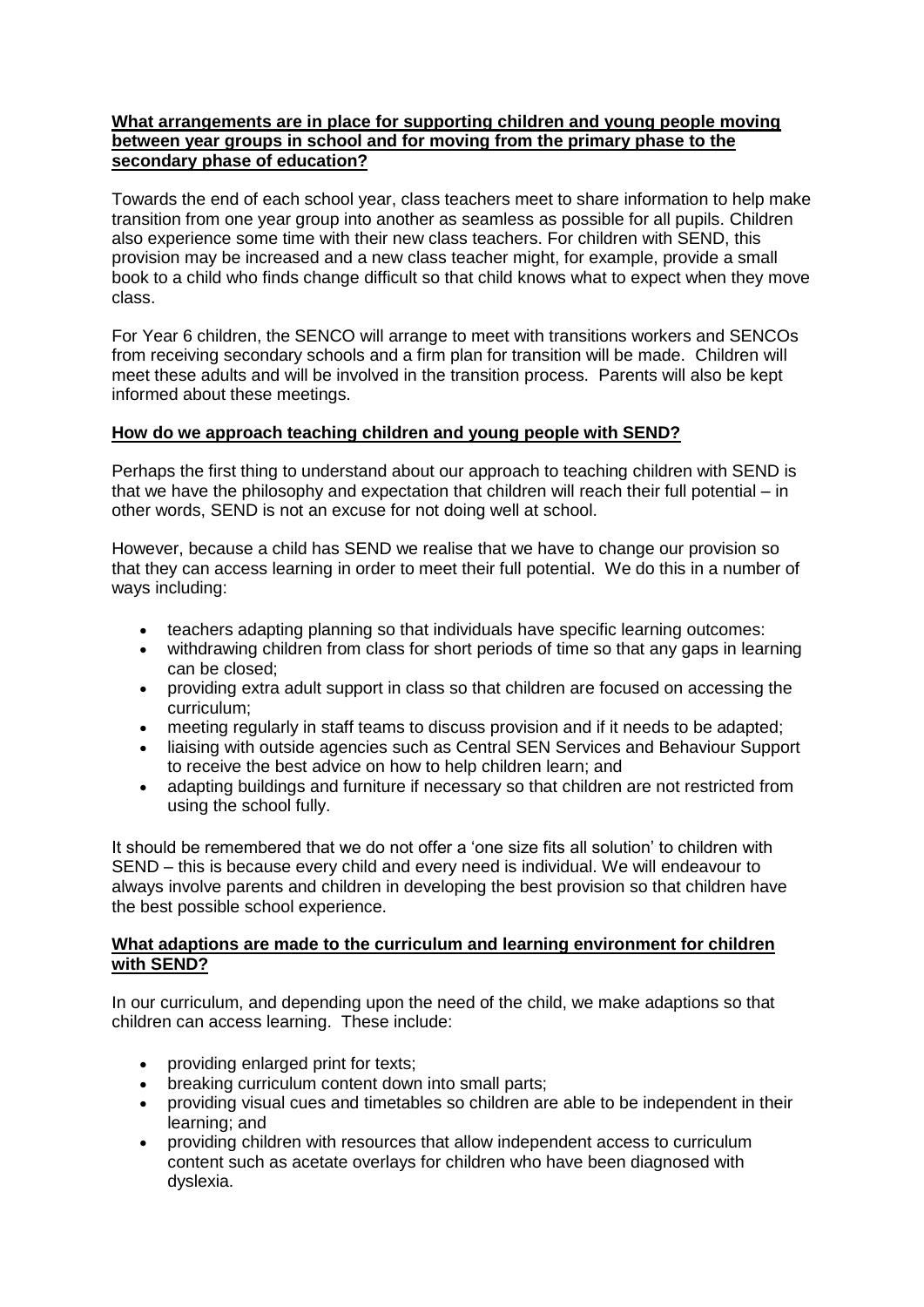**What arrangements are in place for supporting children and young people moving between year groups in school and for moving from the primary phase to the secondary phase of education?**

Towards the end of each school year, class teachers meet to share information to help make transition from one year group into another as seamless as possible for all pupils. Children also experience some time with their new class teachers. For children with SEND, this provision may be increased and a new class teacher might, for example, provide a small book to a child who finds change difficult so that child knows what to expect when they move class.

For Year 6 children, the SENCO will arrange to meet with transitions workers and SENCOs from receiving secondary schools and a firm plan for transition will be made. Children will meet these adults and will be involved in the transition process. Parents will also be kept informed about these meetings.

**How do we approach teaching children and young people with SEND?**

Perhaps the first thing to understand about our approach to teaching children with SEND is that we have the philosophy and expectation that children will reach their full potential – in other words, SEND is not an excuse for not doing well at school.

However, because a child has SEND we realise that we have to change our provision so that they can access learning in order to meet their full potential. We do this in a number of ways including:

- teachers adapting planning so that individuals have specific learning outcomes:
- withdrawing children from class for short periods of time so that any gaps in learning can be closed;
- providing extra adult support in class so that children are focused on accessing the curriculum;
- meeting regularly in staff teams to discuss provision and if it needs to be adapted;
- liaising with outside agencies such as Central SEN Services and Behaviour Support to receive the best advice on how to help children learn; and
- adapting buildings and furniture if necessary so that children are not restricted from using the school fully.

It should be remembered that we do not offer a 'one size fits all solution' to children with SEND – this is because every child and every need is individual. We will endeavour to always involve parents and children in developing the best provision so that children have the best possible school experience.

**What adaptions are made to the curriculum and learning environment for children with SEND?**

In our curriculum, and depending upon the need of the child, we make adaptions so that children can access learning. These include:

- providing enlarged print for texts;
- breaking curriculum content down into small parts;
- providing visual cues and timetables so children are able to be independent in their learning; and
- providing children with resources that allow independent access to curriculum content such as acetate overlays for children who have been diagnosed with dyslexia.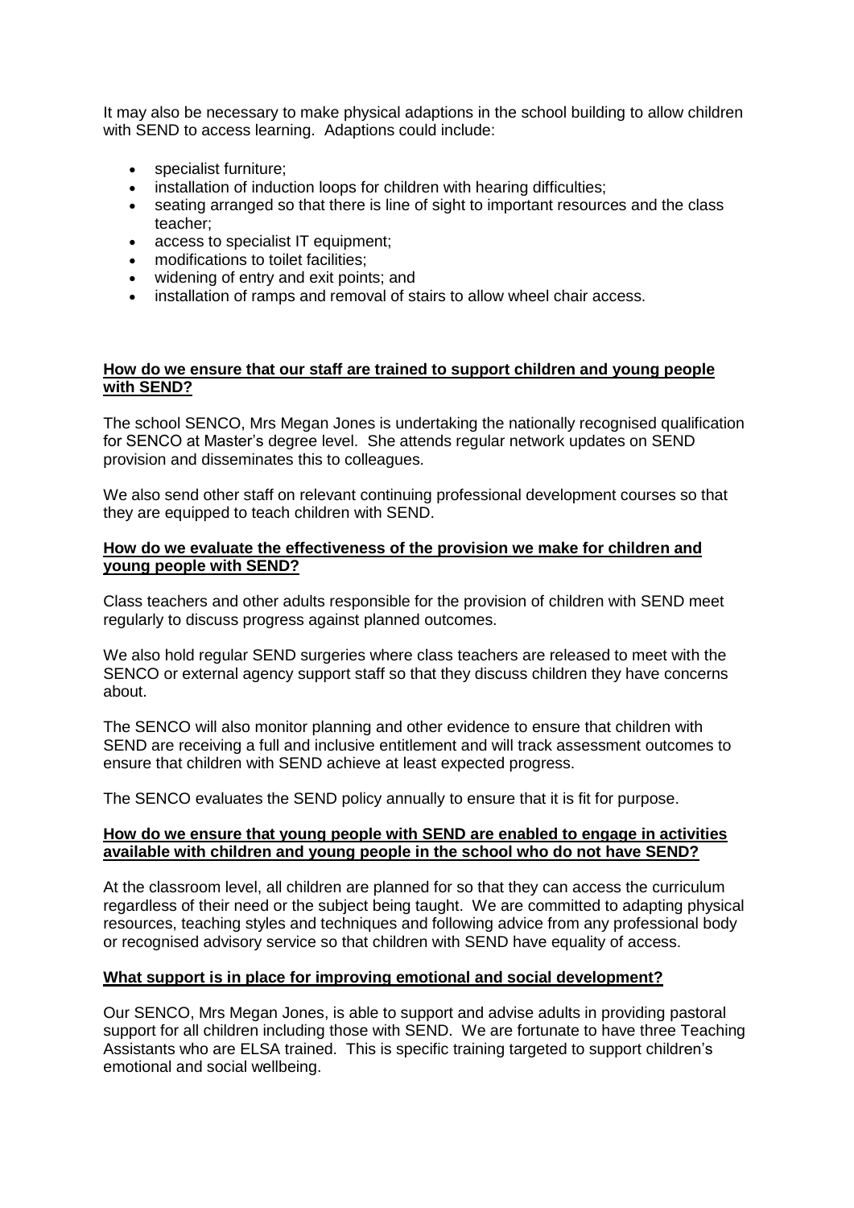It may also be necessary to make physical adaptions in the school building to allow children with SEND to access learning. Adaptions could include:

- specialist furniture;
- installation of induction loops for children with hearing difficulties;
- seating arranged so that there is line of sight to important resources and the class teacher;
- access to specialist IT equipment;
- modifications to toilet facilities;
- widening of entry and exit points; and
- installation of ramps and removal of stairs to allow wheel chair access.

**How do we ensure that our staff are trained to support children and young people with SEND?**

The school SENCO, Mrs Megan Jones is undertaking the nationally recognised qualification for SENCO at Master's degree level. She attends regular network updates on SEND provision and disseminates this to colleagues.

We also send other staff on relevant continuing professional development courses so that they are equipped to teach children with SEND.

**How do we evaluate the effectiveness of the provision we make for children and young people with SEND?**

Class teachers and other adults responsible for the provision of children with SEND meet regularly to discuss progress against planned outcomes.

We also hold regular SEND surgeries where class teachers are released to meet with the SENCO or external agency support staff so that they discuss children they have concerns about.

The SENCO will also monitor planning and other evidence to ensure that children with SEND are receiving a full and inclusive entitlement and will track assessment outcomes to ensure that children with SEND achieve at least expected progress.

The SENCO evaluates the SEND policy annually to ensure that it is fit for purpose.

**How do we ensure that young people with SEND are enabled to engage in activities available with children and young people in the school who do not have SEND?**

At the classroom level, all children are planned for so that they can access the curriculum regardless of their need or the subject being taught. We are committed to adapting physical resources, teaching styles and techniques and following advice from any professional body or recognised advisory service so that children with SEND have equality of access.

**What support is in place for improving emotional and social development?**

Our SENCO, Mrs Megan Jones, is able to support and advise adults in providing pastoral support for all children including those with SEND. We are fortunate to have three Teaching Assistants who are ELSA trained. This is specific training targeted to support children's emotional and social wellbeing.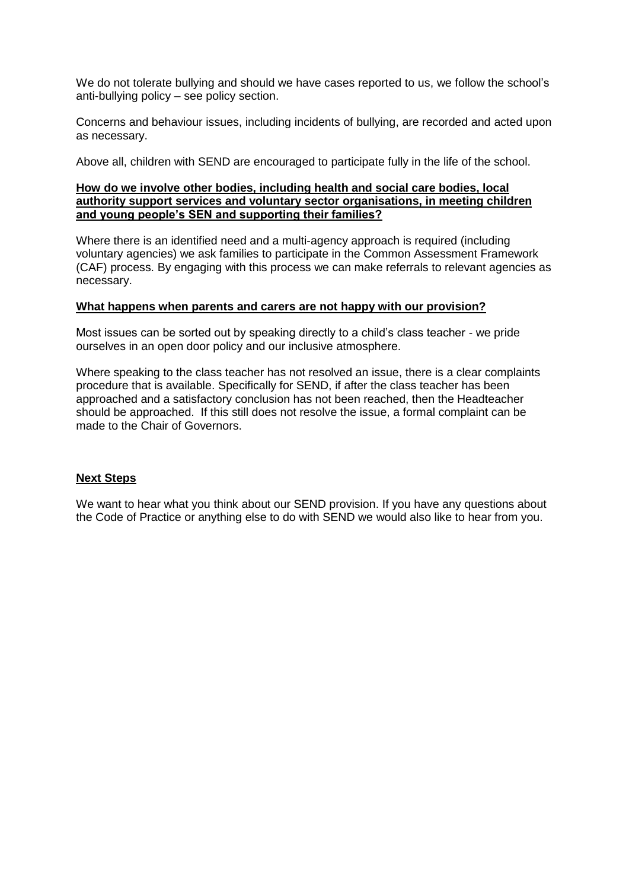We do not tolerate bullying and should we have cases reported to us, we follow the school's anti-bullying policy – see policy section.

Concerns and behaviour issues, including incidents of bullying, are recorded and acted upon as necessary.

Above all, children with SEND are encouraged to participate fully in the life of the school.

**How do we involve other bodies, including health and social care bodies, local authority support services and voluntary sector organisations, in meeting children and young people's SEN and supporting their families?**

Where there is an identified need and a multi-agency approach is required (including voluntary agencies) we ask families to participate in the Common Assessment Framework (CAF) process. By engaging with this process we can make referrals to relevant agencies as necessary.

**What happens when parents and carers are not happy with our provision?**

Most issues can be sorted out by speaking directly to a child's class teacher - we pride ourselves in an open door policy and our inclusive atmosphere.

Where speaking to the class teacher has not resolved an issue, there is a clear complaints procedure that is available. Specifically for SEND, if after the class teacher has been approached and a satisfactory conclusion has not been reached, then the Headteacher should be approached. If this still does not resolve the issue, a formal complaint can be made to the Chair of Governors.

**Next Steps**

We want to hear what you think about our SEND provision. If you have any questions about the Code of Practice or anything else to do with SEND we would also like to hear from you.